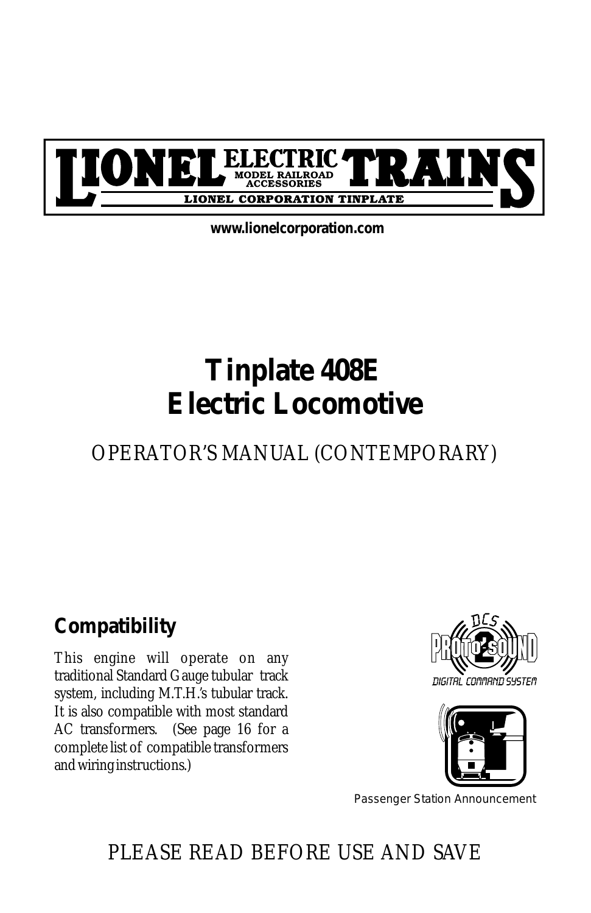LIONEL ELECTRIC TRAINS
MODEL RAILROAD ACCESSORIES
LIONEL CORPORATION TINPLATE

www.lionelcorporation.com

# Tinplate 408E Electric Locomotive

OPERATOR'S MANUAL (CONTEMPORARY)

## Compatibility

This engine will operate on any traditional Standard Gauge tubular track system, including M.T.H.'s tubular track. It is also compatible with most standard AC transformers. (See page 16 for a complete list of compatible transformers and wiring instructions.)

DCS PROTO-SOUND 2 DIGITAL COMMAND SYSTEM

Passenger Station Announcement

PLEASE READ BEFORE USE AND SAVE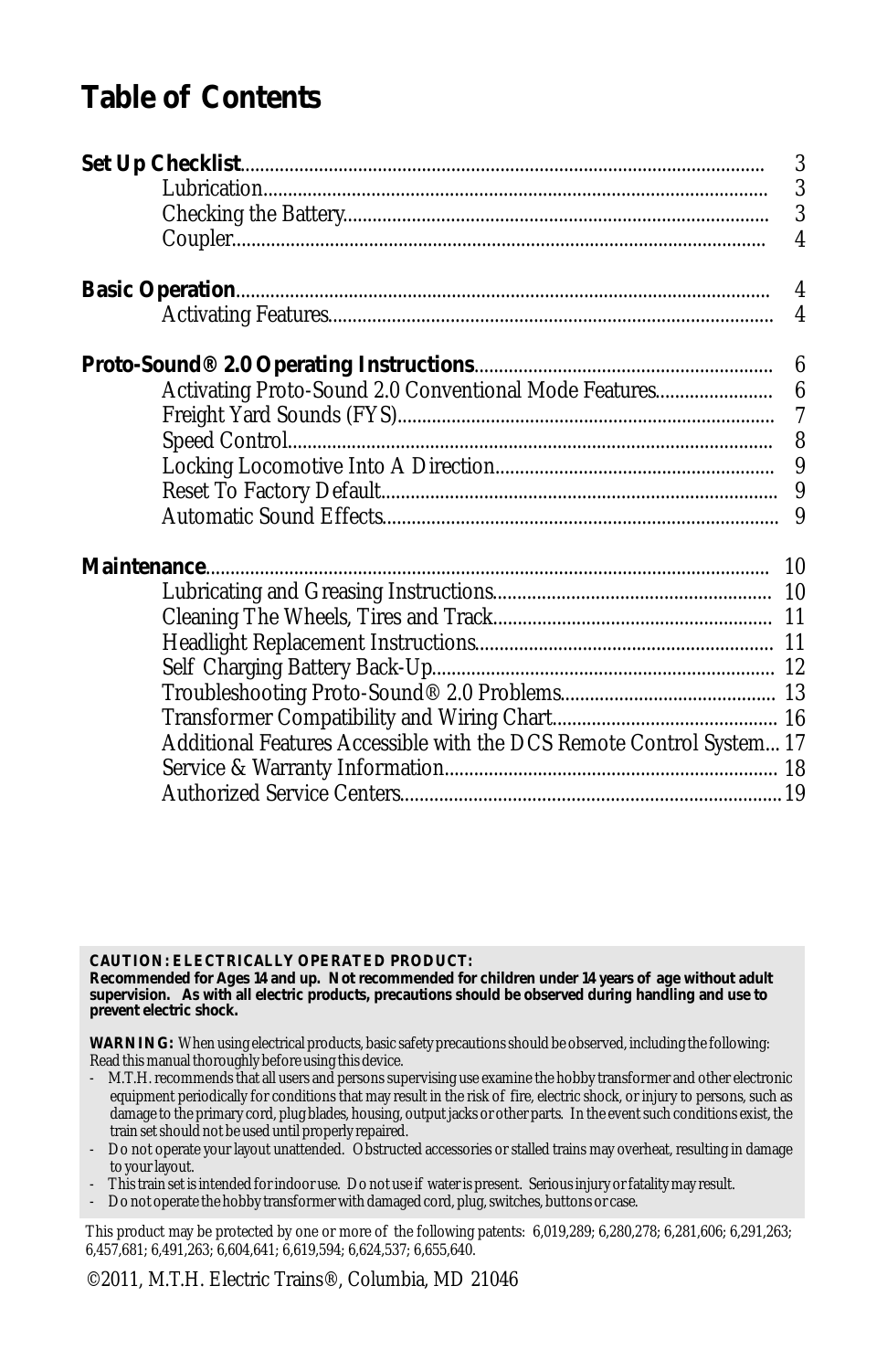# Table of Contents

| | |
|---|---|
| **Set Up Checklist** | 3 |
| Lubrication | 3 |
| Checking the Battery | 3 |
| Coupler | 4 |
| **Basic Operation** | 4 |
| Activating Features | 4 |
| **Proto-Sound® 2.0 Operating Instructions** | 6 |
| Activating Proto-Sound 2.0 Conventional Mode Features | 6 |
| Freight Yard Sounds (FYS) | 7 |
| Speed Control | 8 |
| Locking Locomotive Into A Direction | 9 |
| Reset To Factory Default | 9 |
| Automatic Sound Effects | 9 |
| **Maintenance** | 10 |
| Lubricating and Greasing Instructions | 10 |
| Cleaning The Wheels, Tires and Track | 11 |
| Headlight Replacement Instructions | 11 |
| Self Charging Battery Back-Up | 12 |
| Troubleshooting Proto-Sound® 2.0 Problems | 13 |
| Transformer Compatibility and Wiring Chart | 16 |
| Additional Features Accessible with the DCS Remote Control System | 17 |
| Service & Warranty Information | 18 |
| Authorized Service Centers | 19 |

**CAUTION: ELECTRICALLY OPERATED PRODUCT:**
**Recommended for Ages 14 and up. Not recommended for children under 14 years of age without adult supervision. As with all electric products, precautions should be observed during handling and use to prevent electric shock.**

**WARNING:** When using electrical products, basic safety precautions should be observed, including the following: Read this manual thoroughly before using this device.

- M.T.H. recommends that all users and persons supervising use examine the hobby transformer and other electronic equipment periodically for conditions that may result in the risk of fire, electric shock, or injury to persons, such as damage to the primary cord, plug blades, housing, output jacks or other parts. In the event such conditions exist, the train set should not be used until properly repaired.
- Do not operate your layout unattended. Obstructed accessories or stalled trains may overheat, resulting in damage to your layout.
- This train set is intended for indoor use. Do not use if water is present. Serious injury or fatality may result.
- Do not operate the hobby transformer with damaged cord, plug, switches, buttons or case.

This product may be protected by one or more of the following patents: 6,019,289; 6,280,278; 6,281,606; 6,291,263; 6,457,681; 6,491,263; 6,604,641; 6,619,594; 6,624,537; 6,655,640.

©2011, M.T.H. Electric Trains®, Columbia, MD 21046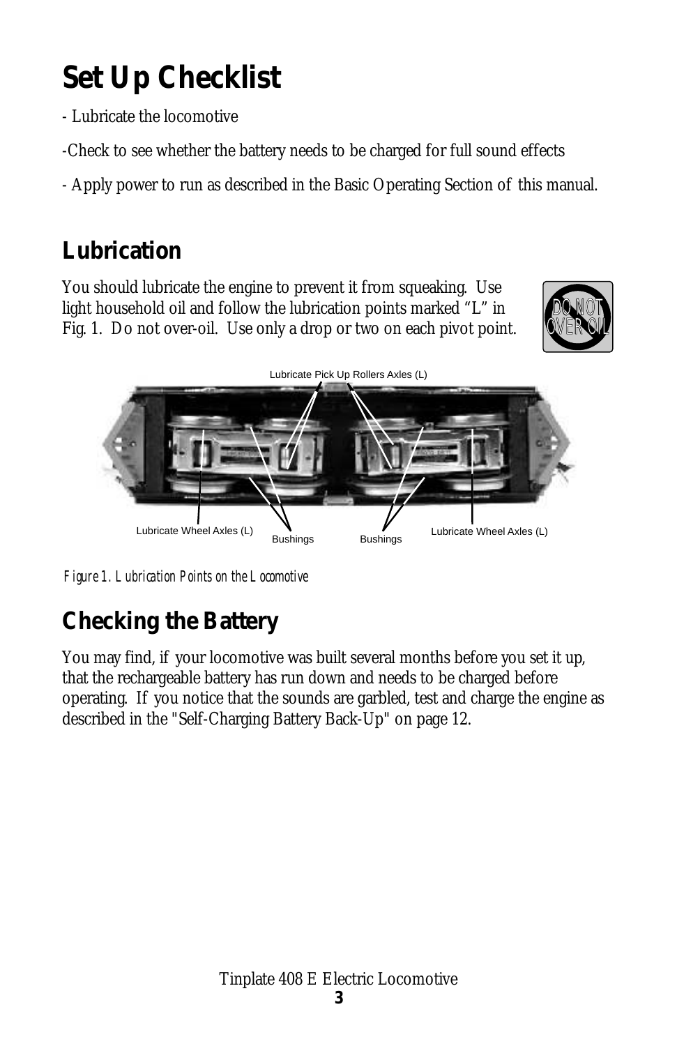# Set Up Checklist

- Lubricate the locomotive

-Check to see whether the battery needs to be charged for full sound effects

- Apply power to run as described in the Basic Operating Section of this manual.

## Lubrication

You should lubricate the engine to prevent it from squeaking. Use light household oil and follow the lubrication points marked "L" in Fig. 1. Do not over-oil. Use only a drop or two on each pivot point.

Lubricate Pick Up Rollers Axles (L)

Lubricate Wheel Axles (L) Bushings Bushings Lubricate Wheel Axles (L)

*Figure 1. Lubrication Points on the Locomotive*

## Checking the Battery

You may find, if your locomotive was built several months before you set it up, that the rechargeable battery has run down and needs to be charged before operating. If you notice that the sounds are garbled, test and charge the engine as described in the "Self-Charging Battery Back-Up" on page 12.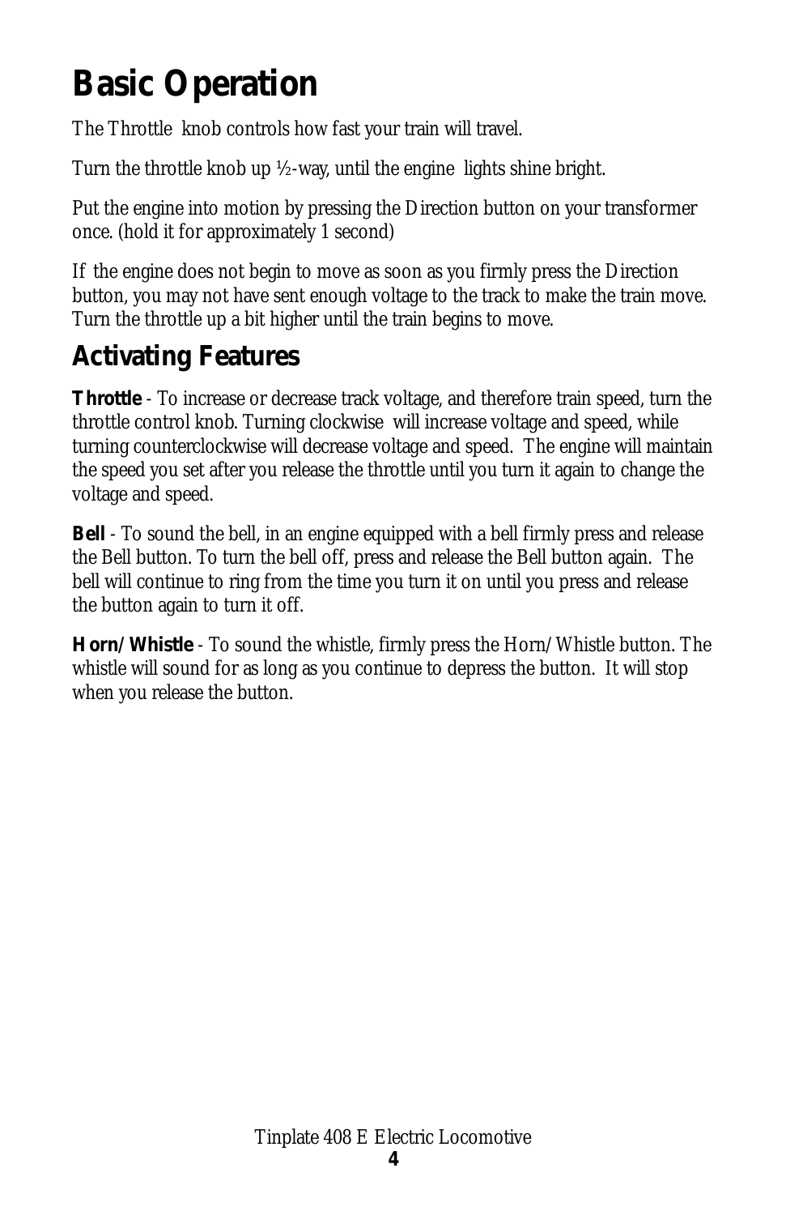# Basic Operation

The Throttle knob controls how fast your train will travel.

Turn the throttle knob up ½-way, until the engine lights shine bright.

Put the engine into motion by pressing the Direction button on your transformer once. (hold it for approximately 1 second)

If the engine does not begin to move as soon as you firmly press the Direction button, you may not have sent enough voltage to the track to make the train move. Turn the throttle up a bit higher until the train begins to move.

## Activating Features

**Throttle** - To increase or decrease track voltage, and therefore train speed, turn the throttle control knob. Turning clockwise will increase voltage and speed, while turning counterclockwise will decrease voltage and speed. The engine will maintain the speed you set after you release the throttle until you turn it again to change the voltage and speed.

**Bell** - To sound the bell, in an engine equipped with a bell firmly press and release the Bell button. To turn the bell off, press and release the Bell button again. The bell will continue to ring from the time you turn it on until you press and release the button again to turn it off.

**Horn/Whistle** - To sound the whistle, firmly press the Horn/Whistle button. The whistle will sound for as long as you continue to depress the button. It will stop when you release the button.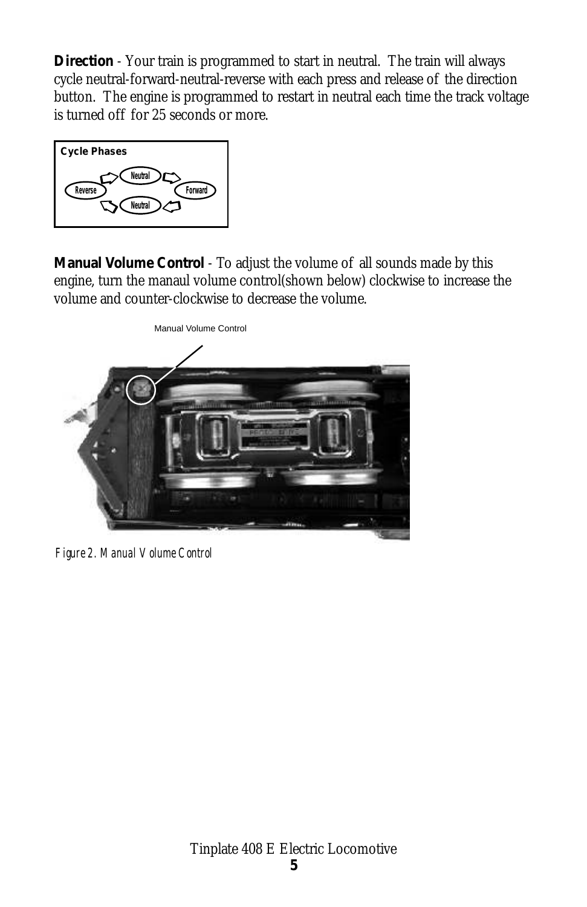**Direction** - Your train is programmed to start in neutral. The train will always cycle neutral-forward-neutral-reverse with each press and release of the direction button. The engine is programmed to restart in neutral each time the track voltage is turned off for 25 seconds or more.

**Cycle Phases**

Neutral → Forward → Neutral → Reverse → Neutral

**Manual Volume Control** - To adjust the volume of all sounds made by this engine, turn the manaul volume control(shown below) clockwise to increase the volume and counter-clockwise to decrease the volume.

Manual Volume Control

*Figure 2. Manual Volume Control*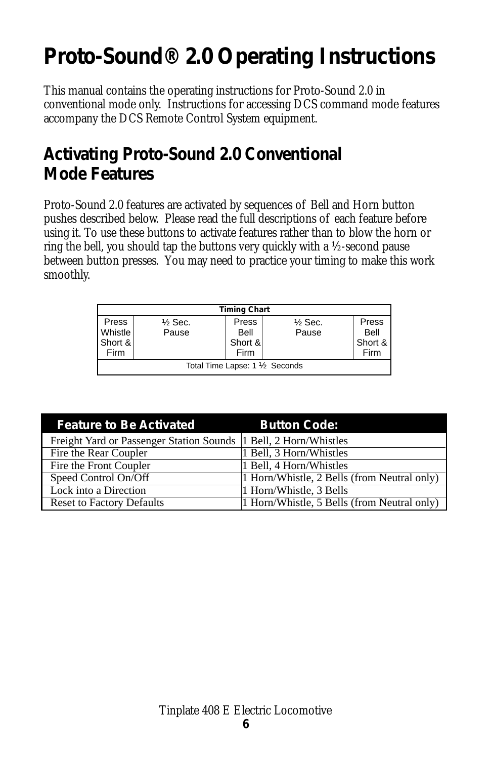# Proto-Sound® 2.0 Operating Instructions

This manual contains the operating instructions for Proto-Sound 2.0 in conventional mode only. Instructions for accessing DCS command mode features accompany the DCS Remote Control System equipment.

## Activating Proto-Sound 2.0 Conventional Mode Features

Proto-Sound 2.0 features are activated by sequences of Bell and Horn button pushes described below. Please read the full descriptions of each feature before using it. To use these buttons to activate features rather than to blow the horn or ring the bell, you should tap the buttons very quickly with a ½-second pause between button presses. You may need to practice your timing to make this work smoothly.

| Timing Chart | | | | |
|---|---|---|---|---|
| Press Whistle Short & Firm | ½ Sec. Pause | Press Bell Short & Firm | ½ Sec. Pause | Press Bell Short & Firm |
| Total Time Lapse: 1 ½ Seconds | | | | |

| Feature to Be Activated | Button Code: |
|---|---|
| Freight Yard or Passenger Station Sounds | 1 Bell, 2 Horn/Whistles |
| Fire the Rear Coupler | 1 Bell, 3 Horn/Whistles |
| Fire the Front Coupler | 1 Bell, 4 Horn/Whistles |
| Speed Control On/Off | 1 Horn/Whistle, 2 Bells (from Neutral only) |
| Lock into a Direction | 1 Horn/Whistle, 3 Bells |
| Reset to Factory Defaults | 1 Horn/Whistle, 5 Bells (from Neutral only) |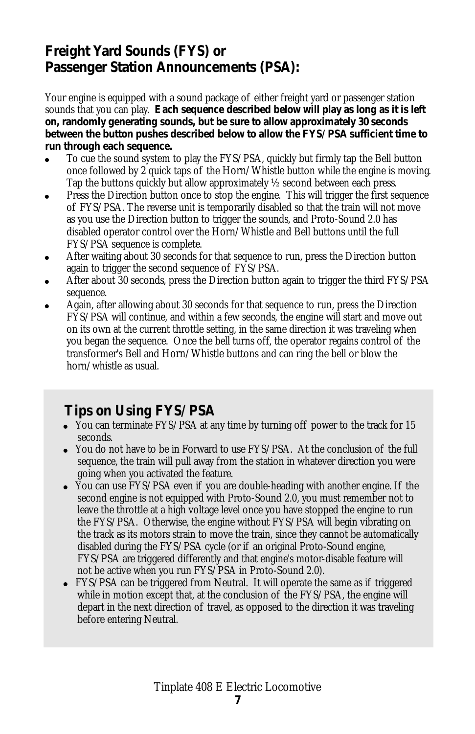## Freight Yard Sounds (FYS) or Passenger Station Announcements (PSA):

Your engine is equipped with a sound package of either freight yard or passenger station sounds that you can play. **Each sequence described below will play as long as it is left on, randomly generating sounds, but be sure to allow approximately 30 seconds between the button pushes described below to allow the FYS/PSA sufficient time to run through each sequence.**

- To cue the sound system to play the FYS/PSA, quickly but firmly tap the Bell button once followed by 2 quick taps of the Horn/Whistle button while the engine is moving. Tap the buttons quickly but allow approximately ½ second between each press.
- Press the Direction button once to stop the engine. This will trigger the first sequence of FYS/PSA. The reverse unit is temporarily disabled so that the train will not move as you use the Direction button to trigger the sounds, and Proto-Sound 2.0 has disabled operator control over the Horn/Whistle and Bell buttons until the full FYS/PSA sequence is complete.
- After waiting about 30 seconds for that sequence to run, press the Direction button again to trigger the second sequence of FYS/PSA.
- After about 30 seconds, press the Direction button again to trigger the third FYS/PSA sequence.
- Again, after allowing about 30 seconds for that sequence to run, press the Direction FYS/PSA will continue, and within a few seconds, the engine will start and move out on its own at the current throttle setting, in the same direction it was traveling when you began the sequence. Once the bell turns off, the operator regains control of the transformer's Bell and Horn/Whistle buttons and can ring the bell or blow the horn/whistle as usual.

### Tips on Using FYS/PSA

- You can terminate FYS/PSA at any time by turning off power to the track for 15 seconds.
- You do not have to be in Forward to use FYS/PSA. At the conclusion of the full sequence, the train will pull away from the station in whatever direction you were going when you activated the feature.
- You can use FYS/PSA even if you are double-heading with another engine. If the second engine is not equipped with Proto-Sound 2.0, you must remember not to leave the throttle at a high voltage level once you have stopped the engine to run the FYS/PSA. Otherwise, the engine without FYS/PSA will begin vibrating on the track as its motors strain to move the train, since they cannot be automatically disabled during the FYS/PSA cycle (or if an original Proto-Sound engine, FYS/PSA are triggered differently and that engine's motor-disable feature will not be active when you run FYS/PSA in Proto-Sound 2.0).
- FYS/PSA can be triggered from Neutral. It will operate the same as if triggered while in motion except that, at the conclusion of the FYS/PSA, the engine will depart in the next direction of travel, as opposed to the direction it was traveling before entering Neutral.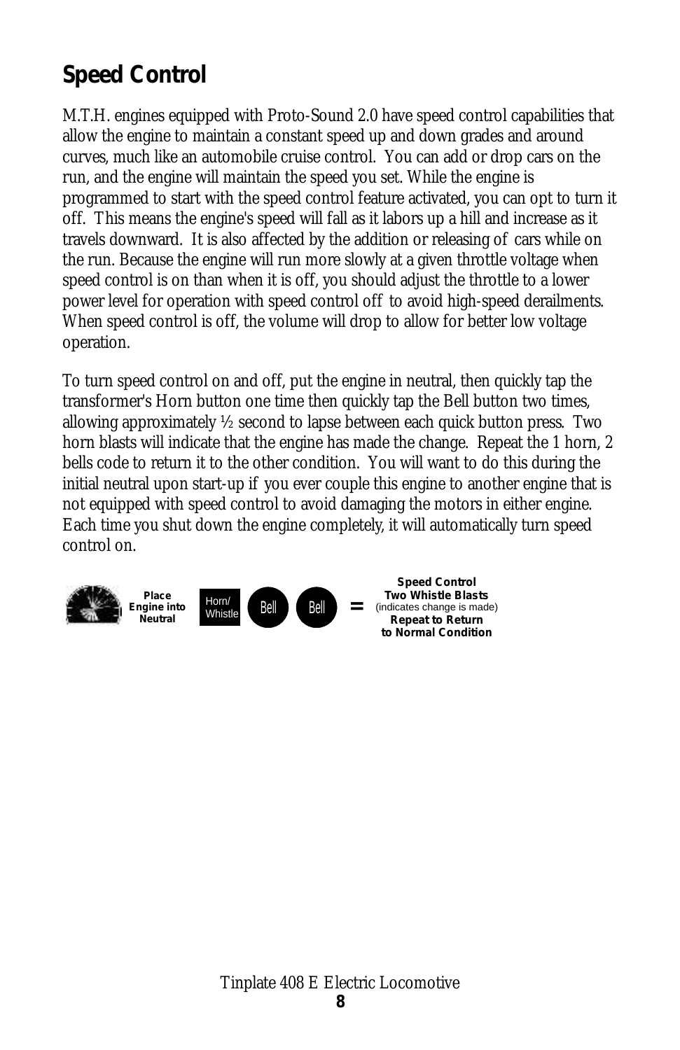## Speed Control

M.T.H. engines equipped with Proto-Sound 2.0 have speed control capabilities that allow the engine to maintain a constant speed up and down grades and around curves, much like an automobile cruise control. You can add or drop cars on the run, and the engine will maintain the speed you set. While the engine is programmed to start with the speed control feature activated, you can opt to turn it off. This means the engine's speed will fall as it labors up a hill and increase as it travels downward. It is also affected by the addition or releasing of cars while on the run. Because the engine will run more slowly at a given throttle voltage when speed control is on than when it is off, you should adjust the throttle to a lower power level for operation with speed control off to avoid high-speed derailments. When speed control is off, the volume will drop to allow for better low voltage operation.

To turn speed control on and off, put the engine in neutral, then quickly tap the transformer's Horn button one time then quickly tap the Bell button two times, allowing approximately ½ second to lapse between each quick button press. Two horn blasts will indicate that the engine has made the change. Repeat the 1 horn, 2 bells code to return it to the other condition. You will want to do this during the initial neutral upon start-up if you ever couple this engine to another engine that is not equipped with speed control to avoid damaging the motors in either engine. Each time you shut down the engine completely, it will automatically turn speed control on.

**Place Engine into Neutral** → Horn/Whistle → Bell → Bell = **Speed Control Two Whistle Blasts** (indicates change is made) **Repeat to Return to Normal Condition**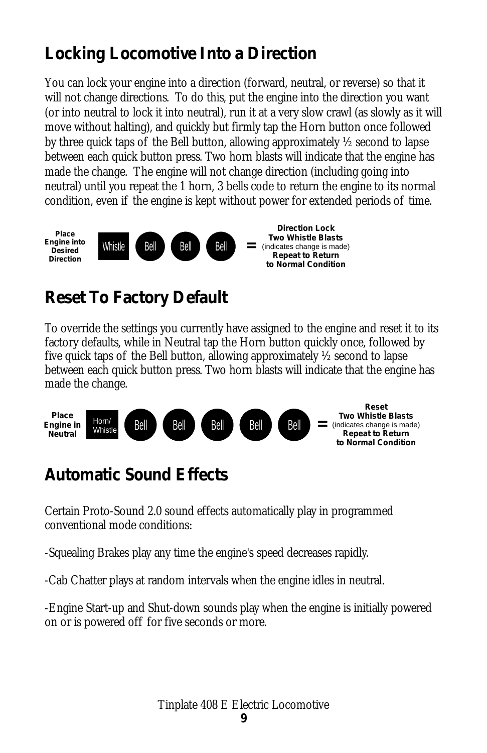## Locking Locomotive Into a Direction

You can lock your engine into a direction (forward, neutral, or reverse) so that it will not change directions. To do this, put the engine into the direction you want (or into neutral to lock it into neutral), run it at a very slow crawl (as slowly as it will move without halting), and quickly but firmly tap the Horn button once followed by three quick taps of the Bell button, allowing approximately ½ second to lapse between each quick button press. Two horn blasts will indicate that the engine has made the change. The engine will not change direction (including going into neutral) until you repeat the 1 horn, 3 bells code to return the engine to its normal condition, even if the engine is kept without power for extended periods of time.

**Place Engine into Desired Direction** — Whistle — Bell — Bell — Bell = **Direction Lock** **Two Whistle Blasts** (indicates change is made) **Repeat to Return to Normal Condition**

## Reset To Factory Default

To override the settings you currently have assigned to the engine and reset it to its factory defaults, while in Neutral tap the Horn button quickly once, followed by five quick taps of the Bell button, allowing approximately ½ second to lapse between each quick button press. Two horn blasts will indicate that the engine has made the change.

**Place Engine in Neutral** — Horn/Whistle — Bell — Bell — Bell — Bell — Bell = **Reset** **Two Whistle Blasts** (indicates change is made) **Repeat to Return to Normal Condition**

## Automatic Sound Effects

Certain Proto-Sound 2.0 sound effects automatically play in programmed conventional mode conditions:

-Squealing Brakes play any time the engine's speed decreases rapidly.

-Cab Chatter plays at random intervals when the engine idles in neutral.

-Engine Start-up and Shut-down sounds play when the engine is initially powered on or is powered off for five seconds or more.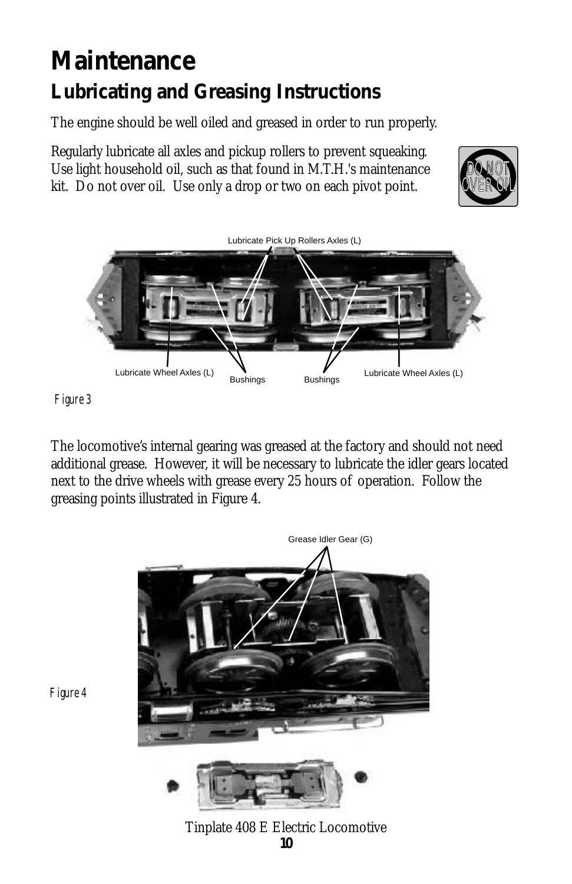# Maintenance

## Lubricating and Greasing Instructions

The engine should be well oiled and greased in order to run properly.

Regularly lubricate all axles and pickup rollers to prevent squeaking. Use light household oil, such as that found in M.T.H.'s maintenance kit. Do not over oil. Use only a drop or two on each pivot point.

DO NOT OVER OIL

Lubricate Pick Up Rollers Axles (L)

Lubricate Wheel Axles (L) Bushings Bushings Lubricate Wheel Axles (L)

*Figure 3*

The locomotive's internal gearing was greased at the factory and should not need additional grease. However, it will be necessary to lubricate the idler gears located next to the drive wheels with grease every 25 hours of operation. Follow the greasing points illustrated in Figure 4.

Grease Idler Gear (G)

*Figure 4*

Tinplate 408 E Electric Locomotive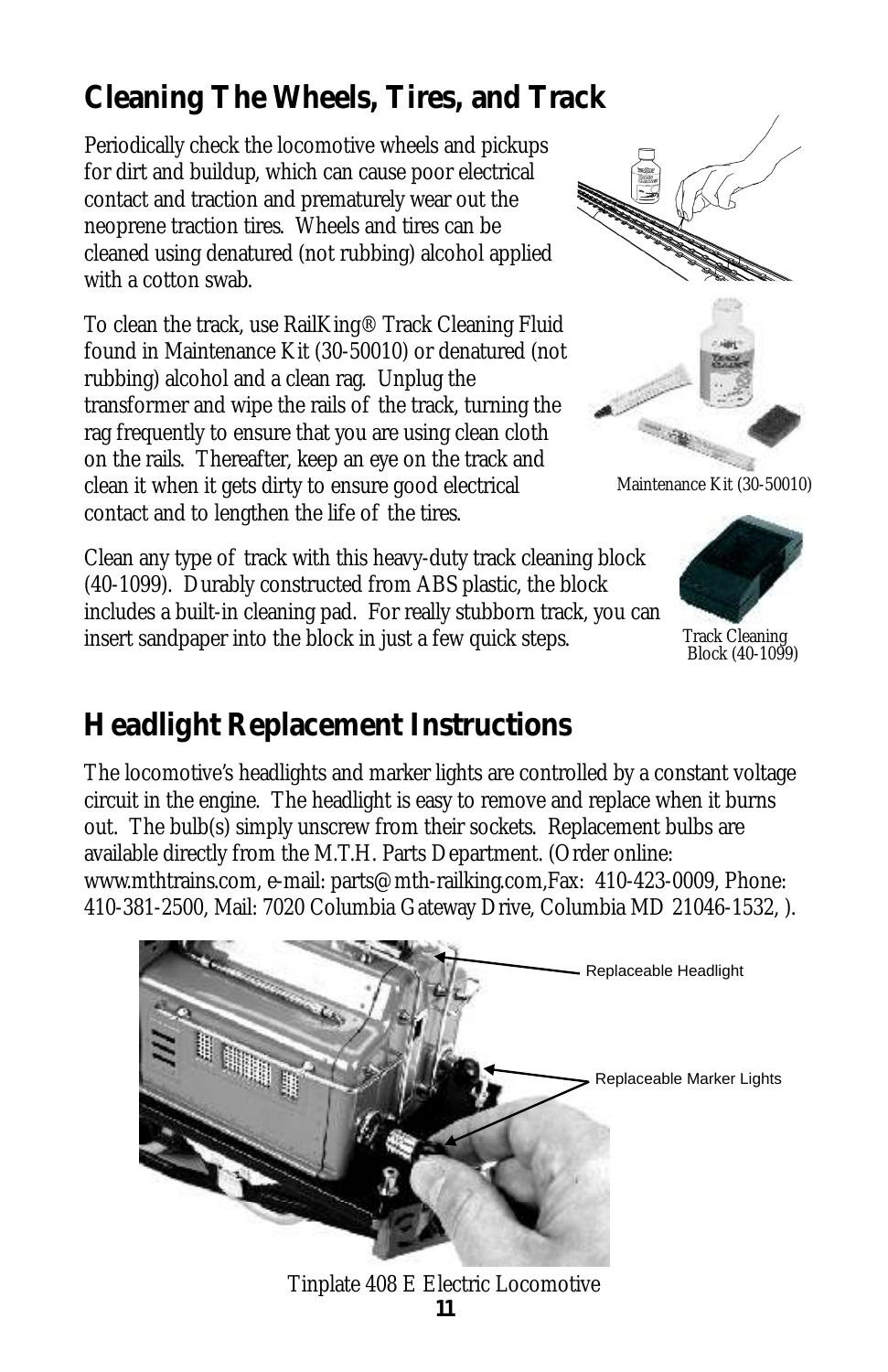## Cleaning The Wheels, Tires, and Track

Periodically check the locomotive wheels and pickups for dirt and buildup, which can cause poor electrical contact and traction and prematurely wear out the neoprene traction tires. Wheels and tires can be cleaned using denatured (not rubbing) alcohol applied with a cotton swab.

To clean the track, use RailKing® Track Cleaning Fluid found in Maintenance Kit (30-50010) or denatured (not rubbing) alcohol and a clean rag. Unplug the transformer and wipe the rails of the track, turning the rag frequently to ensure that you are using clean cloth on the rails. Thereafter, keep an eye on the track and clean it when it gets dirty to ensure good electrical contact and to lengthen the life of the tires.

Maintenance Kit (30-50010)

Clean any type of track with this heavy-duty track cleaning block (40-1099). Durably constructed from ABS plastic, the block includes a built-in cleaning pad. For really stubborn track, you can insert sandpaper into the block in just a few quick steps.

Track Cleaning Block (40-1099)

## Headlight Replacement Instructions

The locomotive's headlights and marker lights are controlled by a constant voltage circuit in the engine. The headlight is easy to remove and replace when it burns out. The bulb(s) simply unscrew from their sockets. Replacement bulbs are available directly from the M.T.H. Parts Department. (Order online: www.mthtrains.com, e-mail: parts@mth-railking.com,Fax: 410-423-0009, Phone: 410-381-2500, Mail: 7020 Columbia Gateway Drive, Columbia MD 21046-1532, ).

Replaceable Headlight

Replaceable Marker Lights

Tinplate 408 E Electric Locomotive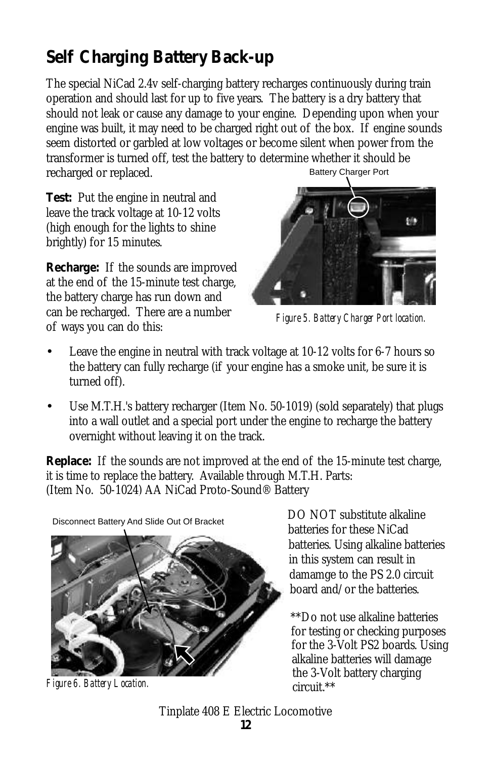## Self Charging Battery Back-up

The special NiCad 2.4v self-charging battery recharges continuously during train operation and should last for up to five years. The battery is a dry battery that should not leak or cause any damage to your engine. Depending upon when your engine was built, it may need to be charged right out of the box. If engine sounds seem distorted or garbled at low voltages or become silent when power from the transformer is turned off, test the battery to determine whether it should be recharged or replaced.

**Test:** Put the engine in neutral and leave the track voltage at 10-12 volts (high enough for the lights to shine brightly) for 15 minutes.

**Recharge:** If the sounds are improved at the end of the 15-minute test charge, the battery charge has run down and can be recharged. There are a number of ways you can do this:

Battery Charger Port

*Figure 5. Battery Charger Port location.*

- Leave the engine in neutral with track voltage at 10-12 volts for 6-7 hours so the battery can fully recharge (if your engine has a smoke unit, be sure it is turned off).
- Use M.T.H.'s battery recharger (Item No. 50-1019) (sold separately) that plugs into a wall outlet and a special port under the engine to recharge the battery overnight without leaving it on the track.

**Replace:** If the sounds are not improved at the end of the 15-minute test charge, it is time to replace the battery. Available through M.T.H. Parts:
(Item No. 50-1024) AA NiCad Proto-Sound® Battery

Disconnect Battery And Slide Out Of Bracket

*Figure 6. Battery Location.*

DO NOT substitute alkaline batteries for these NiCad batteries. Using alkaline batteries in this system can result in damamge to the PS 2.0 circuit board and/or the batteries.

**Do not use alkaline batteries for testing or checking purposes for the 3-Volt PS2 boards. Using alkaline batteries will damage the 3-Volt battery charging circuit.**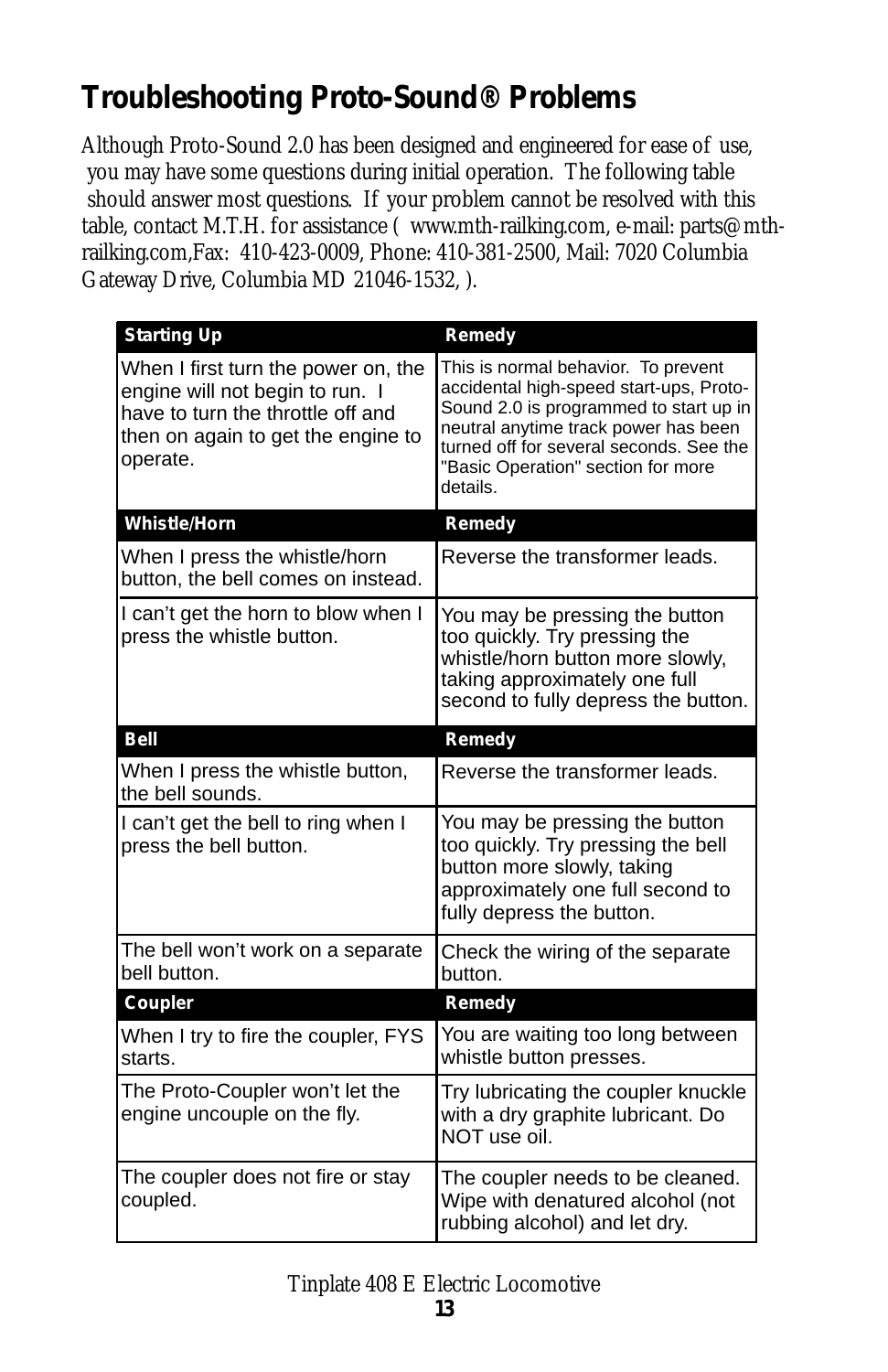## Troubleshooting Proto-Sound® Problems

Although Proto-Sound 2.0 has been designed and engineered for ease of use, you may have some questions during initial operation. The following table should answer most questions. If your problem cannot be resolved with this table, contact M.T.H. for assistance ( www.mth-railking.com, e-mail: parts@mth-railking.com,Fax: 410-423-0009, Phone: 410-381-2500, Mail: 7020 Columbia Gateway Drive, Columbia MD 21046-1532, ).

| Starting Up | Remedy |
|---|---|
| When I first turn the power on, the engine will not begin to run. I have to turn the throttle off and then on again to get the engine to operate. | This is normal behavior. To prevent accidental high-speed start-ups, Proto-Sound 2.0 is programmed to start up in neutral anytime track power has been turned off for several seconds. See the "Basic Operation" section for more details. |
| **Whistle/Horn** | **Remedy** |
| When I press the whistle/horn button, the bell comes on instead. | Reverse the transformer leads. |
| I can't get the horn to blow when I press the whistle button. | You may be pressing the button too quickly. Try pressing the whistle/horn button more slowly, taking approximately one full second to fully depress the button. |
| **Bell** | **Remedy** |
| When I press the whistle button, the bell sounds. | Reverse the transformer leads. |
| I can't get the bell to ring when I press the bell button. | You may be pressing the button too quickly. Try pressing the bell button more slowly, taking approximately one full second to fully depress the button. |
| The bell won't work on a separate bell button. | Check the wiring of the separate button. |
| **Coupler** | **Remedy** |
| When I try to fire the coupler, FYS starts. | You are waiting too long between whistle button presses. |
| The Proto-Coupler won't let the engine uncouple on the fly. | Try lubricating the coupler knuckle with a dry graphite lubricant. Do NOT use oil. |
| The coupler does not fire or stay coupled. | The coupler needs to be cleaned. Wipe with denatured alcohol (not rubbing alcohol) and let dry. |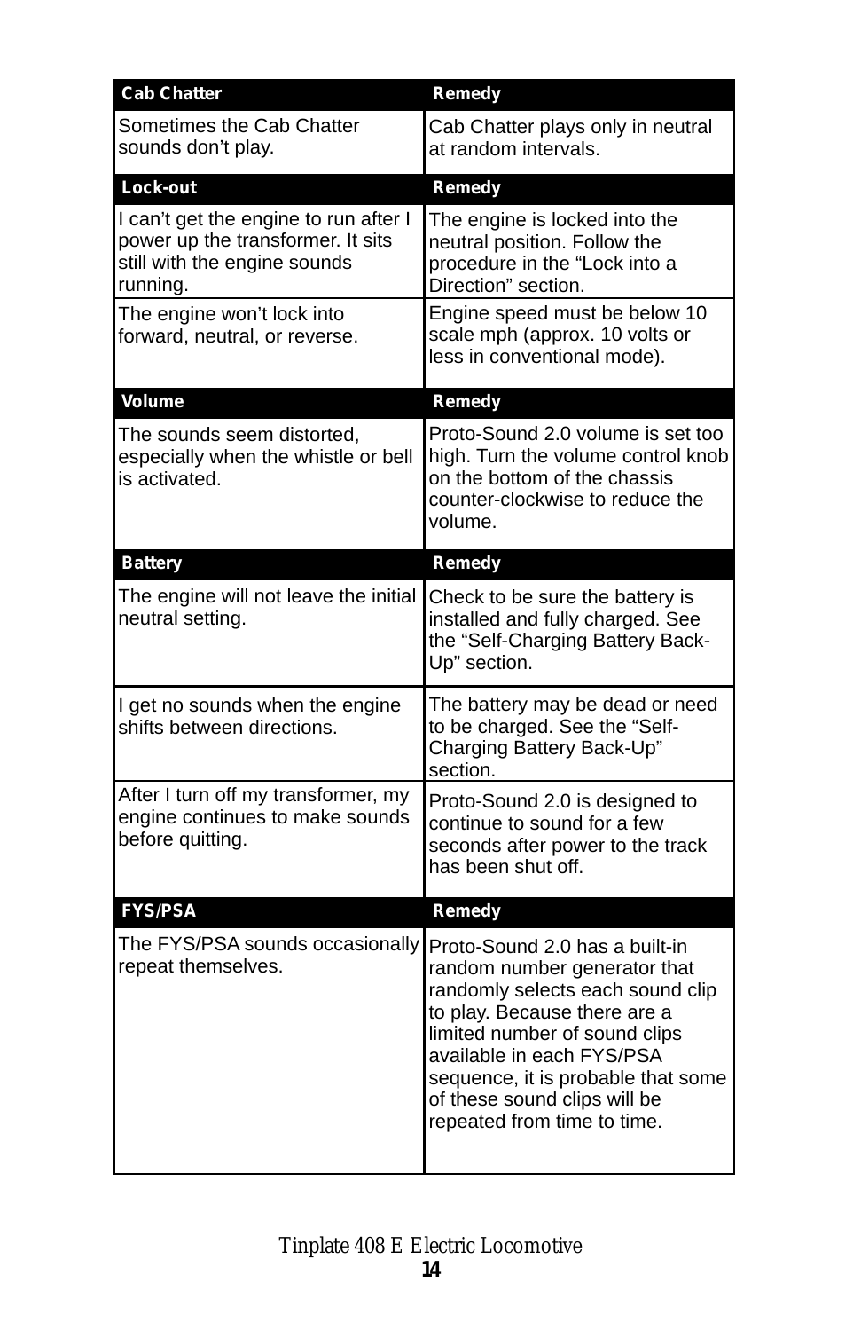| Cab Chatter | Remedy |
|---|---|
| Sometimes the Cab Chatter sounds don't play. | Cab Chatter plays only in neutral at random intervals. |
| **Lock-out** | **Remedy** |
| I can't get the engine to run after I power up the transformer. It sits still with the engine sounds running. | The engine is locked into the neutral position. Follow the procedure in the "Lock into a Direction" section. |
| The engine won't lock into forward, neutral, or reverse. | Engine speed must be below 10 scale mph (approx. 10 volts or less in conventional mode). |
| **Volume** | **Remedy** |
| The sounds seem distorted, especially when the whistle or bell is activated. | Proto-Sound 2.0 volume is set too high. Turn the volume control knob on the bottom of the chassis counter-clockwise to reduce the volume. |
| **Battery** | **Remedy** |
| The engine will not leave the initial neutral setting. | Check to be sure the battery is installed and fully charged. See the "Self-Charging Battery Back-Up" section. |
| I get no sounds when the engine shifts between directions. | The battery may be dead or need to be charged. See the "Self-Charging Battery Back-Up" section. |
| After I turn off my transformer, my engine continues to make sounds before quitting. | Proto-Sound 2.0 is designed to continue to sound for a few seconds after power to the track has been shut off. |
| **FYS/PSA** | **Remedy** |
| The FYS/PSA sounds occasionally repeat themselves. | Proto-Sound 2.0 has a built-in random number generator that randomly selects each sound clip to play. Because there are a limited number of sound clips available in each FYS/PSA sequence, it is probable that some of these sound clips will be repeated from time to time. |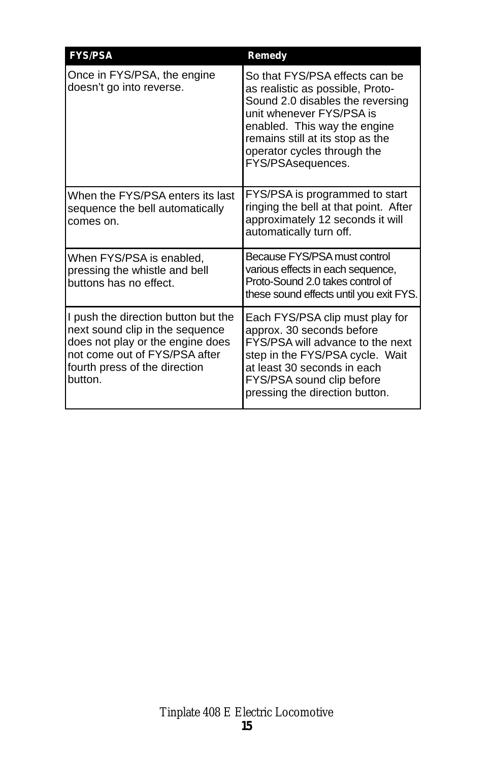| FYS/PSA | Remedy |
| --- | --- |
| Once in FYS/PSA, the engine doesn’t go into reverse. | So that FYS/PSA effects can be as realistic as possible, Proto-Sound 2.0 disables the reversing unit whenever FYS/PSA is enabled. This way the engine remains still at its stop as the operator cycles through the FYS/PSAsequences. |
| When the FYS/PSA enters its last sequence the bell automatically comes on. | FYS/PSA is programmed to start ringing the bell at that point. After approximately 12 seconds it will automatically turn off. |
| When FYS/PSA is enabled, pressing the whistle and bell buttons has no effect. | Because FYS/PSA must control various effects in each sequence, Proto-Sound 2.0 takes control of these sound effects until you exit FYS. |
| I push the direction button but the next sound clip in the sequence does not play or the engine does not come out of FYS/PSA after fourth press of the direction button. | Each FYS/PSA clip must play for approx. 30 seconds before FYS/PSA will advance to the next step in the FYS/PSA cycle. Wait at least 30 seconds in each FYS/PSA sound clip before pressing the direction button. |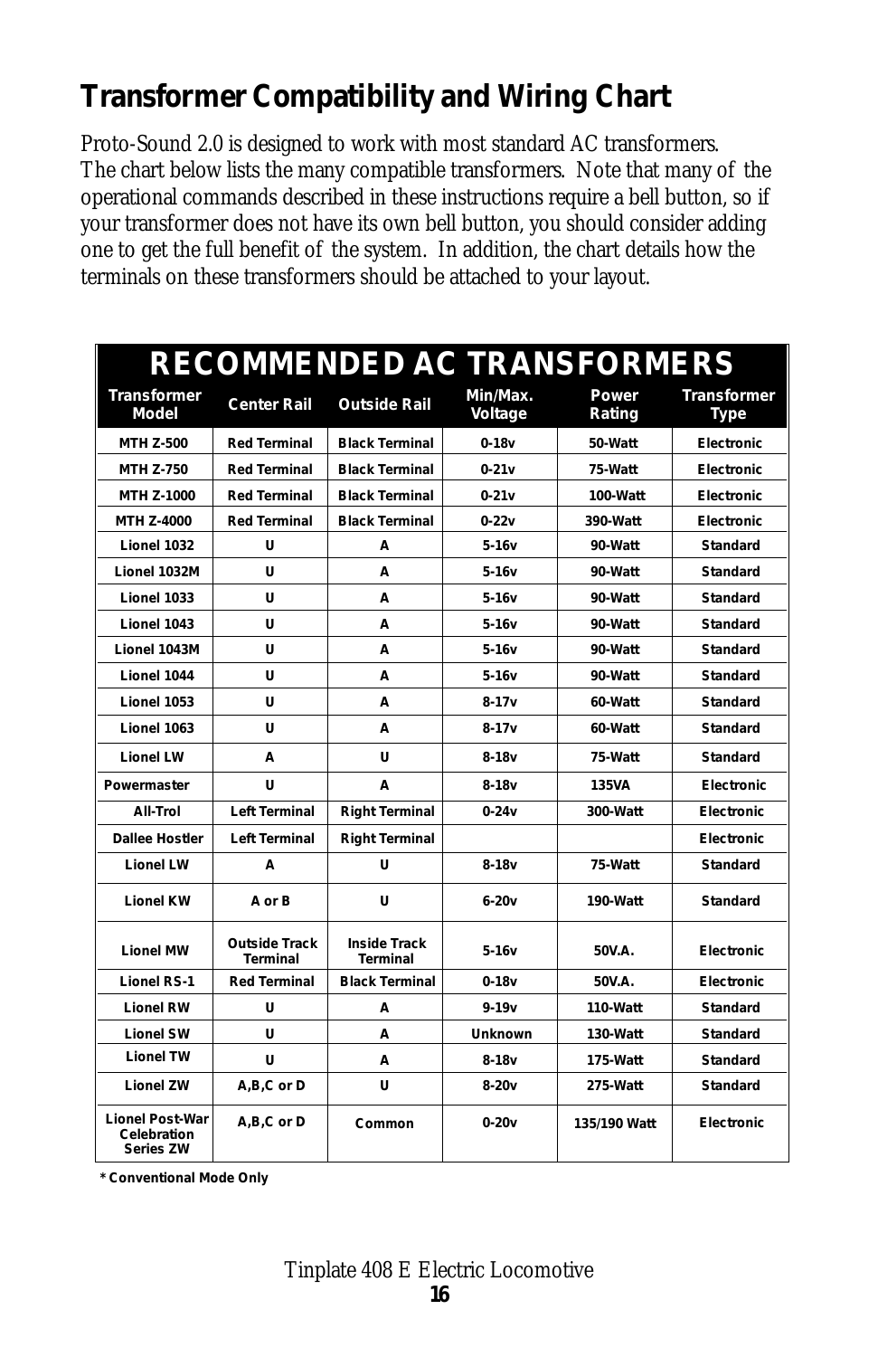## Transformer Compatibility and Wiring Chart

Proto-Sound 2.0 is designed to work with most standard AC transformers. The chart below lists the many compatible transformers. Note that many of the operational commands described in these instructions require a bell button, so if your transformer does not have its own bell button, you should consider adding one to get the full benefit of the system. In addition, the chart details how the terminals on these transformers should be attached to your layout.

| RECOMMENDED AC TRANSFORMERS | | | | | |
|---|---|---|---|---|---|
| **Transformer Model** | **Center Rail** | **Outside Rail** | **Min/Max. Voltage** | **Power Rating** | **Transformer Type** |
| MTH Z-500 | Red Terminal | Black Terminal | 0-18v | 50-Watt | Electronic |
| MTH Z-750 | Red Terminal | Black Terminal | 0-21v | 75-Watt | Electronic |
| MTH Z-1000 | Red Terminal | Black Terminal | 0-21v | 100-Watt | Electronic |
| MTH Z-4000 | Red Terminal | Black Terminal | 0-22v | 390-Watt | Electronic |
| Lionel 1032 | U | A | 5-16v | 90-Watt | Standard |
| Lionel 1032M | U | A | 5-16v | 90-Watt | Standard |
| Lionel 1033 | U | A | 5-16v | 90-Watt | Standard |
| Lionel 1043 | U | A | 5-16v | 90-Watt | Standard |
| Lionel 1043M | U | A | 5-16v | 90-Watt | Standard |
| Lionel 1044 | U | A | 5-16v | 90-Watt | Standard |
| Lionel 1053 | U | A | 8-17v | 60-Watt | Standard |
| Lionel 1063 | U | A | 8-17v | 60-Watt | Standard |
| Lionel LW | A | U | 8-18v | 75-Watt | Standard |
| Powermaster | U | A | 8-18v | 135VA | Electronic |
| All-Trol | Left Terminal | Right Terminal | 0-24v | 300-Watt | Electronic |
| Dallee Hostler | Left Terminal | Right Terminal | | | Electronic |
| Lionel LW | A | U | 8-18v | 75-Watt | Standard |
| Lionel KW | A or B | U | 6-20v | 190-Watt | Standard |
| Lionel MW | Outside Track Terminal | Inside Track Terminal | 5-16v | 50V.A. | Electronic |
| Lionel RS-1 | Red Terminal | Black Terminal | 0-18v | 50V.A. | Electronic |
| Lionel RW | U | A | 9-19v | 110-Watt | Standard |
| Lionel SW | U | A | Unknown | 130-Watt | Standard |
| Lionel TW | U | A | 8-18v | 175-Watt | Standard |
| Lionel ZW | A,B,C or D | U | 8-20v | 275-Watt | Standard |
| Lionel Post-War Celebration Series ZW | A,B,C or D | Common | 0-20v | 135/190 Watt | Electronic |

**\* Conventional Mode Only**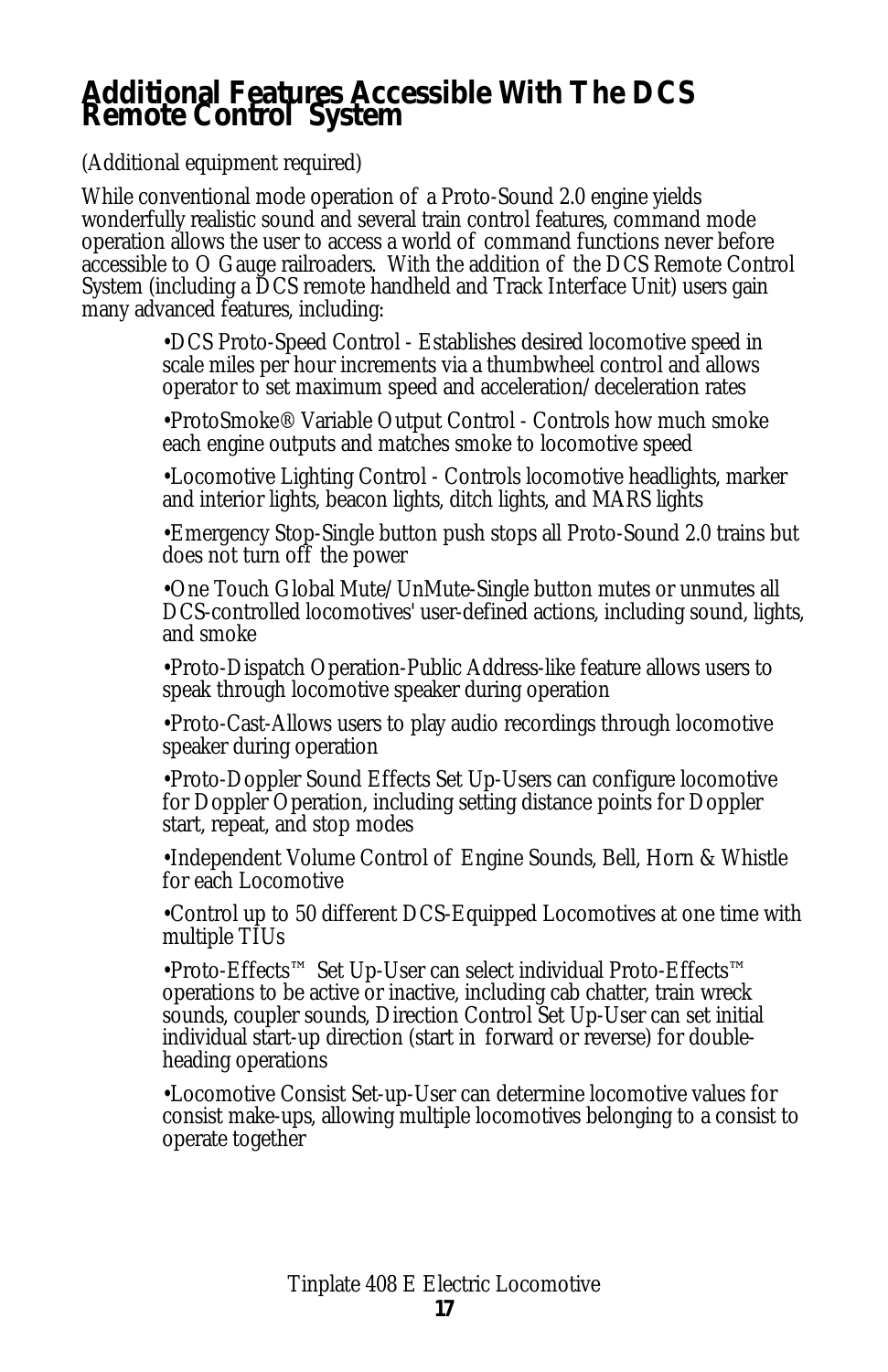## Additional Features Accessible With The DCS Remote Control System

(Additional equipment required)

While conventional mode operation of a Proto-Sound 2.0 engine yields wonderfully realistic sound and several train control features, command mode operation allows the user to access a world of command functions never before accessible to O Gauge railroaders. With the addition of the DCS Remote Control System (including a DCS remote handheld and Track Interface Unit) users gain many advanced features, including:

- DCS Proto-Speed Control - Establishes desired locomotive speed in scale miles per hour increments via a thumbwheel control and allows operator to set maximum speed and acceleration/deceleration rates
- ProtoSmoke® Variable Output Control - Controls how much smoke each engine outputs and matches smoke to locomotive speed
- Locomotive Lighting Control - Controls locomotive headlights, marker and interior lights, beacon lights, ditch lights, and MARS lights
- Emergency Stop-Single button push stops all Proto-Sound 2.0 trains but does not turn off the power
- One Touch Global Mute/UnMute-Single button mutes or unmutes all DCS-controlled locomotives' user-defined actions, including sound, lights, and smoke
- Proto-Dispatch Operation-Public Address-like feature allows users to speak through locomotive speaker during operation
- Proto-Cast-Allows users to play audio recordings through locomotive speaker during operation
- Proto-Doppler Sound Effects Set Up-Users can configure locomotive for Doppler Operation, including setting distance points for Doppler start, repeat, and stop modes
- Independent Volume Control of Engine Sounds, Bell, Horn & Whistle for each Locomotive
- Control up to 50 different DCS-Equipped Locomotives at one time with multiple TIUs
- Proto-Effects™ Set Up-User can select individual Proto-Effects™ operations to be active or inactive, including cab chatter, train wreck sounds, coupler sounds, Direction Control Set Up-User can set initial individual start-up direction (start in forward or reverse) for double-heading operations
- Locomotive Consist Set-up-User can determine locomotive values for consist make-ups, allowing multiple locomotives belonging to a consist to operate together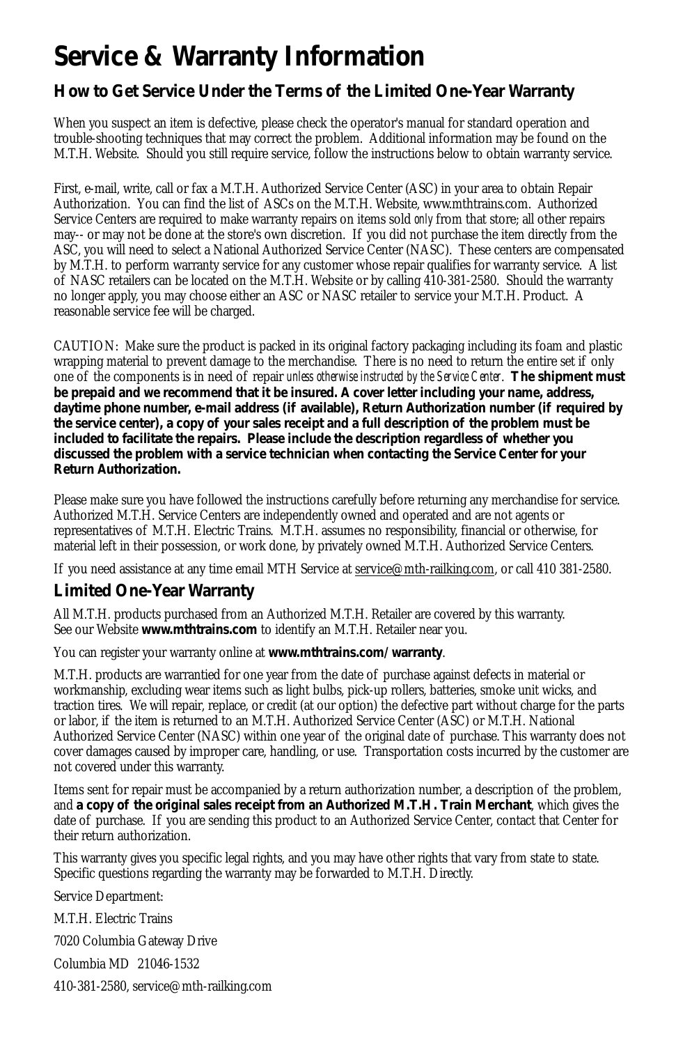# Service & Warranty Information

## How to Get Service Under the Terms of the Limited One-Year Warranty

When you suspect an item is defective, please check the operator's manual for standard operation and trouble-shooting techniques that may correct the problem. Additional information may be found on the M.T.H. Website. Should you still require service, follow the instructions below to obtain warranty service.

First, e-mail, write, call or fax a M.T.H. Authorized Service Center (ASC) in your area to obtain Repair Authorization. You can find the list of ASCs on the M.T.H. Website, www.mthtrains.com. Authorized Service Centers are required to make warranty repairs on items sold *only* from that store; all other repairs may-- or may not be done at the store's own discretion. If you did not purchase the item directly from the ASC, you will need to select a National Authorized Service Center (NASC). These centers are compensated by M.T.H. to perform warranty service for any customer whose repair qualifies for warranty service. A list of NASC retailers can be located on the M.T.H. Website or by calling 410-381-2580. Should the warranty no longer apply, you may choose either an ASC or NASC retailer to service your M.T.H. Product. A reasonable service fee will be charged.

CAUTION: Make sure the product is packed in its original factory packaging including its foam and plastic wrapping material to prevent damage to the merchandise. There is no need to return the entire set if only one of the components is in need of repair *unless otherwise instructed by the Service Center*. **The shipment must be prepaid and we recommend that it be insured. A cover letter including your name, address, daytime phone number, e-mail address (if available), Return Authorization number (if required by the service center), a copy of your sales receipt and a full description of the problem must be included to facilitate the repairs. Please include the description regardless of whether you discussed the problem with a service technician when contacting the Service Center for your Return Authorization.**

Please make sure you have followed the instructions carefully before returning any merchandise for service. Authorized M.T.H. Service Centers are independently owned and operated and are not agents or representatives of M.T.H. Electric Trains. M.T.H. assumes no responsibility, financial or otherwise, for material left in their possession, or work done, by privately owned M.T.H. Authorized Service Centers.

If you need assistance at any time email MTH Service at service@mth-railking.com, or call 410 381-2580.

## Limited One-Year Warranty

All M.T.H. products purchased from an Authorized M.T.H. Retailer are covered by this warranty. See our Website **www.mthtrains.com** to identify an M.T.H. Retailer near you.

You can register your warranty online at **www.mthtrains.com/warranty**.

M.T.H. products are warrantied for one year from the date of purchase against defects in material or workmanship, excluding wear items such as light bulbs, pick-up rollers, batteries, smoke unit wicks, and traction tires. We will repair, replace, or credit (at our option) the defective part without charge for the parts or labor, if the item is returned to an M.T.H. Authorized Service Center (ASC) or M.T.H. National Authorized Service Center (NASC) within one year of the original date of purchase. This warranty does not cover damages caused by improper care, handling, or use. Transportation costs incurred by the customer are not covered under this warranty.

Items sent for repair must be accompanied by a return authorization number, a description of the problem, and **a copy of the original sales receipt from an Authorized M.T.H. Train Merchant**, which gives the date of purchase. If you are sending this product to an Authorized Service Center, contact that Center for their return authorization.

This warranty gives you specific legal rights, and you may have other rights that vary from state to state. Specific questions regarding the warranty may be forwarded to M.T.H. Directly.

Service Department:

M.T.H. Electric Trains

7020 Columbia Gateway Drive

Columbia MD 21046-1532

410-381-2580, service@mth-railking.com